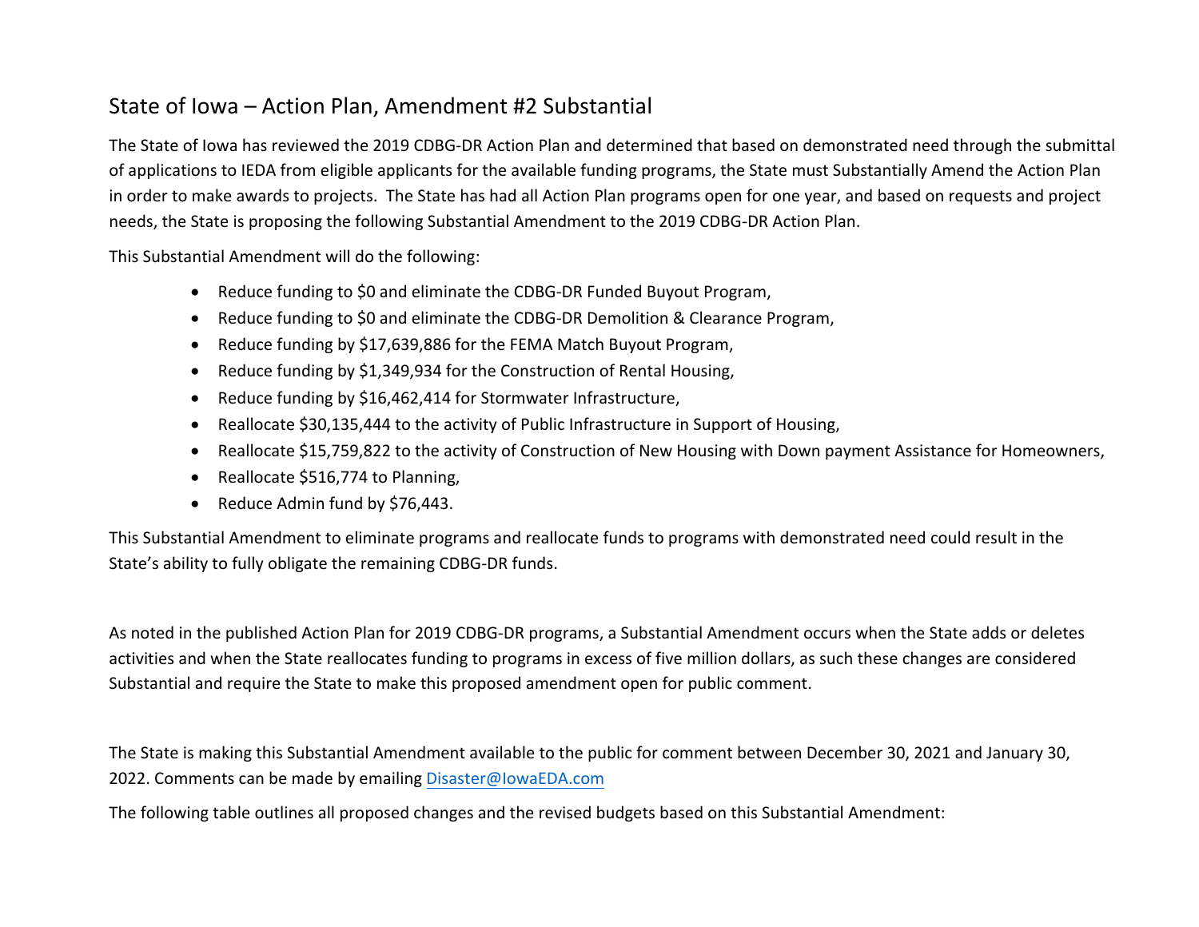# State of Iowa – Action Plan, Amendment #2 Substantial

The State of Iowa has reviewed the 2019 CDBG-DR Action Plan and determined that based on demonstrated need through the submittal of applications to IEDA from eligible applicants for the available funding programs, the State must Substantially Amend the Action Plan in order to make awards to projects. The State has had all Action Plan programs open for one year, and based on requests and project needs, the State is proposing the following Substantial Amendment to the 2019 CDBG-DR Action Plan.

This Substantial Amendment will do the following:

- Reduce funding to $0 and eliminate the CDBG-DR Funded Buyout Program,
- Reduce funding to $0 and eliminate the CDBG-DR Demolition & Clearance Program,
- Reduce funding by $17,639,886 for the FEMA Match Buyout Program,
- Reduce funding by $1,349,934 for the Construction of Rental Housing,
- Reduce funding by $16,462,414 for Stormwater Infrastructure,
- Reallocate $30,135,444 to the activity of Public Infrastructure in Support of Housing,
- Reallocate $15,759,822 to the activity of Construction of New Housing with Down payment Assistance for Homeowners,
- Reallocate $516,774 to Planning,
- Reduce Admin fund by $76,443.

This Substantial Amendment to eliminate programs and reallocate funds to programs with demonstrated need could result in the State's ability to fully obligate the remaining CDBG-DR funds.

As noted in the published Action Plan for 2019 CDBG-DR programs, a Substantial Amendment occurs when the State adds or deletes activities and when the State reallocates funding to programs in excess of five million dollars, as such these changes are considered Substantial and require the State to make this proposed amendment open for public comment.

The State is making this Substantial Amendment available to the public for comment between December 30, 2021 and January 30, 2022. Comments can be made by emailing Disaster@IowaEDA.com

The following table outlines all proposed changes and the revised budgets based on this Substantial Amendment: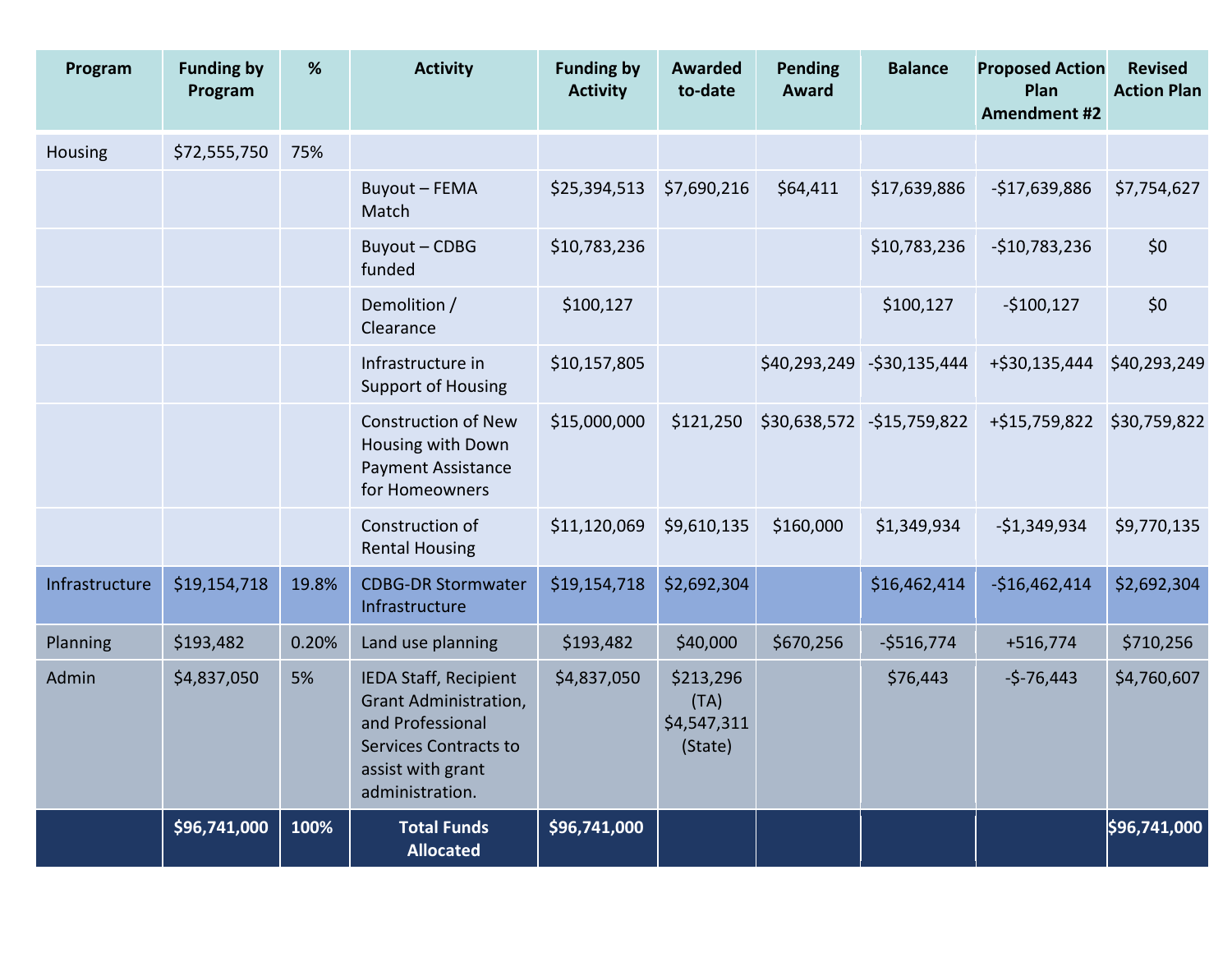| Program | Funding by Program | % | Activity | Funding by Activity | Awarded to-date | Pending Award | Balance | Proposed Action Plan Amendment #2 | Revised Action Plan |
|---|---|---|---|---|---|---|---|---|---|
| Housing | $72,555,750 | 75% | | | | | | | |
| | | | Buyout – FEMA Match | $25,394,513 | $7,690,216 | $64,411 | $17,639,886 | -$17,639,886 | $7,754,627 |
| | | | Buyout – CDBG funded | $10,783,236 | | | $10,783,236 | -$10,783,236 | $0 |
| | | | Demolition / Clearance | $100,127 | | | $100,127 | -$100,127 | $0 |
| | | | Infrastructure in Support of Housing | $10,157,805 | | $40,293,249 | -$30,135,444 | +$30,135,444 | $40,293,249 |
| | | | Construction of New Housing with Down Payment Assistance for Homeowners | $15,000,000 | $121,250 | $30,638,572 | -$15,759,822 | +$15,759,822 | $30,759,822 |
| | | | Construction of Rental Housing | $11,120,069 | $9,610,135 | $160,000 | $1,349,934 | -$1,349,934 | $9,770,135 |
| Infrastructure | $19,154,718 | 19.8% | CDBG-DR Stormwater Infrastructure | $19,154,718 | $2,692,304 | | $16,462,414 | -$16,462,414 | $2,692,304 |
| Planning | $193,482 | 0.20% | Land use planning | $193,482 | $40,000 | $670,256 | -$516,774 | +516,774 | $710,256 |
| Admin | $4,837,050 | 5% | IEDA Staff, Recipient Grant Administration, and Professional Services Contracts to assist with grant administration. | $4,837,050 | $213,296 (TA) $4,547,311 (State) | | $76,443 | -$-76,443 | $4,760,607 |
| | **$96,741,000** | **100%** | **Total Funds Allocated** | **$96,741,000** | | | | | **$96,741,000** |